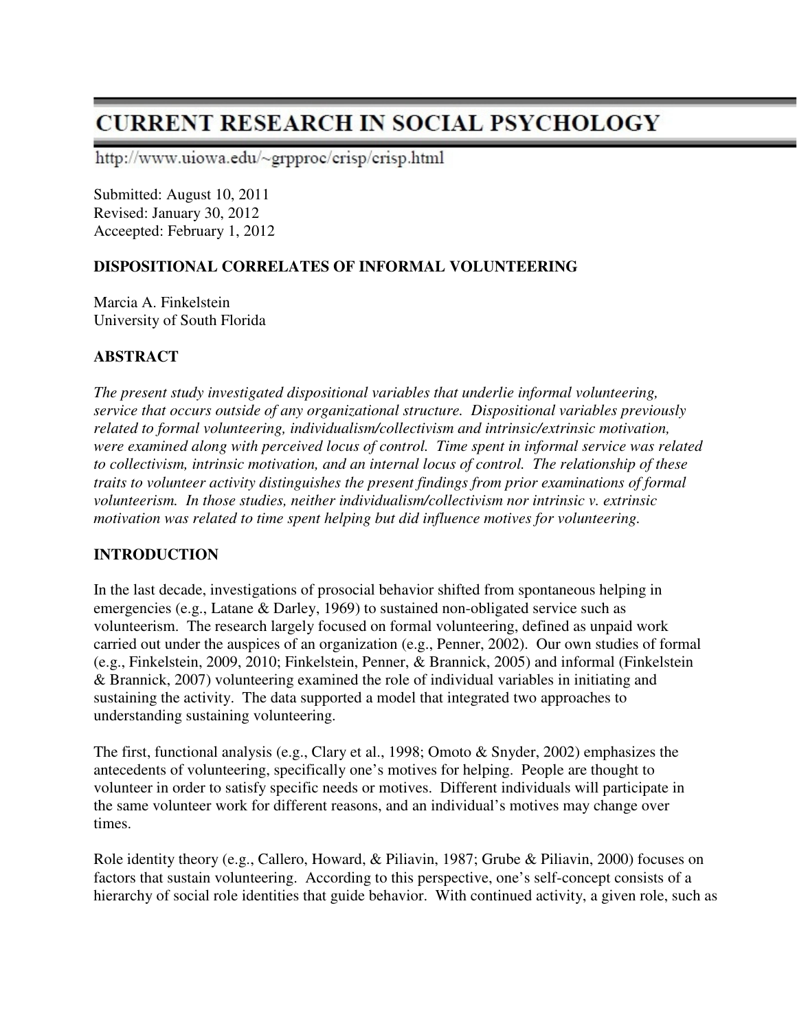# CURRENT RESEARCH IN SOCIAL PSYCHOLOGY

http://www.uiowa.edu/~grpproc/crisp/crisp.html

Submitted: August 10, 2011
Revised: January 30, 2012
Acceepted: February 1, 2012

## DISPOSITIONAL CORRELATES OF INFORMAL VOLUNTEERING

Marcia A. Finkelstein
University of South Florida

## ABSTRACT

*The present study investigated dispositional variables that underlie informal volunteering, service that occurs outside of any organizational structure. Dispositional variables previously related to formal volunteering, individualism/collectivism and intrinsic/extrinsic motivation, were examined along with perceived locus of control. Time spent in informal service was related to collectivism, intrinsic motivation, and an internal locus of control. The relationship of these traits to volunteer activity distinguishes the present findings from prior examinations of formal volunteerism. In those studies, neither individualism/collectivism nor intrinsic v. extrinsic motivation was related to time spent helping but did influence motives for volunteering.*

## INTRODUCTION

In the last decade, investigations of prosocial behavior shifted from spontaneous helping in emergencies (e.g., Latane & Darley, 1969) to sustained non-obligated service such as volunteerism. The research largely focused on formal volunteering, defined as unpaid work carried out under the auspices of an organization (e.g., Penner, 2002). Our own studies of formal (e.g., Finkelstein, 2009, 2010; Finkelstein, Penner, & Brannick, 2005) and informal (Finkelstein & Brannick, 2007) volunteering examined the role of individual variables in initiating and sustaining the activity. The data supported a model that integrated two approaches to understanding sustaining volunteering.

The first, functional analysis (e.g., Clary et al., 1998; Omoto & Snyder, 2002) emphasizes the antecedents of volunteering, specifically one's motives for helping. People are thought to volunteer in order to satisfy specific needs or motives. Different individuals will participate in the same volunteer work for different reasons, and an individual's motives may change over times.

Role identity theory (e.g., Callero, Howard, & Piliavin, 1987; Grube & Piliavin, 2000) focuses on factors that sustain volunteering. According to this perspective, one's self-concept consists of a hierarchy of social role identities that guide behavior. With continued activity, a given role, such as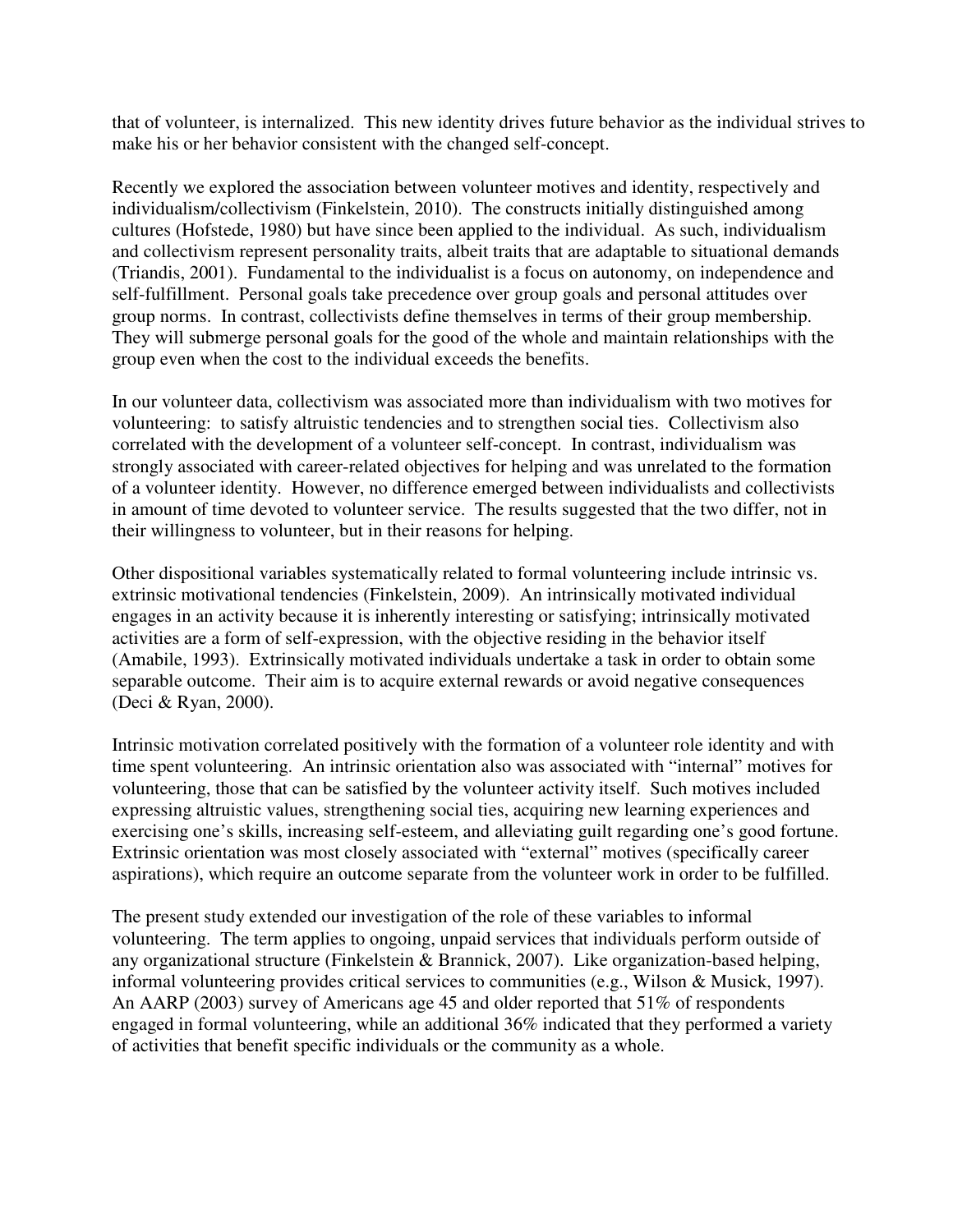that of volunteer, is internalized. This new identity drives future behavior as the individual strives to make his or her behavior consistent with the changed self-concept.

Recently we explored the association between volunteer motives and identity, respectively and individualism/collectivism (Finkelstein, 2010). The constructs initially distinguished among cultures (Hofstede, 1980) but have since been applied to the individual. As such, individualism and collectivism represent personality traits, albeit traits that are adaptable to situational demands (Triandis, 2001). Fundamental to the individualist is a focus on autonomy, on independence and self-fulfillment. Personal goals take precedence over group goals and personal attitudes over group norms. In contrast, collectivists define themselves in terms of their group membership. They will submerge personal goals for the good of the whole and maintain relationships with the group even when the cost to the individual exceeds the benefits.

In our volunteer data, collectivism was associated more than individualism with two motives for volunteering: to satisfy altruistic tendencies and to strengthen social ties. Collectivism also correlated with the development of a volunteer self-concept. In contrast, individualism was strongly associated with career-related objectives for helping and was unrelated to the formation of a volunteer identity. However, no difference emerged between individualists and collectivists in amount of time devoted to volunteer service. The results suggested that the two differ, not in their willingness to volunteer, but in their reasons for helping.

Other dispositional variables systematically related to formal volunteering include intrinsic vs. extrinsic motivational tendencies (Finkelstein, 2009). An intrinsically motivated individual engages in an activity because it is inherently interesting or satisfying; intrinsically motivated activities are a form of self-expression, with the objective residing in the behavior itself (Amabile, 1993). Extrinsically motivated individuals undertake a task in order to obtain some separable outcome. Their aim is to acquire external rewards or avoid negative consequences (Deci & Ryan, 2000).

Intrinsic motivation correlated positively with the formation of a volunteer role identity and with time spent volunteering. An intrinsic orientation also was associated with "internal" motives for volunteering, those that can be satisfied by the volunteer activity itself. Such motives included expressing altruistic values, strengthening social ties, acquiring new learning experiences and exercising one's skills, increasing self-esteem, and alleviating guilt regarding one's good fortune. Extrinsic orientation was most closely associated with "external" motives (specifically career aspirations), which require an outcome separate from the volunteer work in order to be fulfilled.

The present study extended our investigation of the role of these variables to informal volunteering. The term applies to ongoing, unpaid services that individuals perform outside of any organizational structure (Finkelstein & Brannick, 2007). Like organization-based helping, informal volunteering provides critical services to communities (e.g., Wilson & Musick, 1997). An AARP (2003) survey of Americans age 45 and older reported that 51% of respondents engaged in formal volunteering, while an additional 36% indicated that they performed a variety of activities that benefit specific individuals or the community as a whole.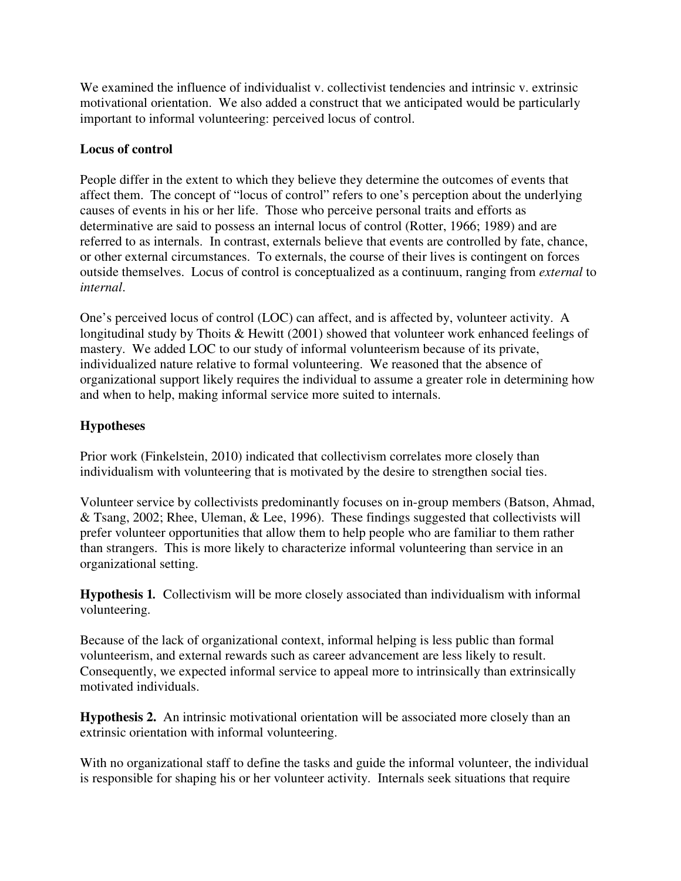We examined the influence of individualist v. collectivist tendencies and intrinsic v. extrinsic motivational orientation. We also added a construct that we anticipated would be particularly important to informal volunteering: perceived locus of control.

**Locus of control**

People differ in the extent to which they believe they determine the outcomes of events that affect them. The concept of "locus of control" refers to one's perception about the underlying causes of events in his or her life. Those who perceive personal traits and efforts as determinative are said to possess an internal locus of control (Rotter, 1966; 1989) and are referred to as internals. In contrast, externals believe that events are controlled by fate, chance, or other external circumstances. To externals, the course of their lives is contingent on forces outside themselves. Locus of control is conceptualized as a continuum, ranging from *external* to *internal*.

One's perceived locus of control (LOC) can affect, and is affected by, volunteer activity. A longitudinal study by Thoits & Hewitt (2001) showed that volunteer work enhanced feelings of mastery. We added LOC to our study of informal volunteerism because of its private, individualized nature relative to formal volunteering. We reasoned that the absence of organizational support likely requires the individual to assume a greater role in determining how and when to help, making informal service more suited to internals.

**Hypotheses**

Prior work (Finkelstein, 2010) indicated that collectivism correlates more closely than individualism with volunteering that is motivated by the desire to strengthen social ties.

Volunteer service by collectivists predominantly focuses on in-group members (Batson, Ahmad, & Tsang, 2002; Rhee, Uleman, & Lee, 1996). These findings suggested that collectivists will prefer volunteer opportunities that allow them to help people who are familiar to them rather than strangers. This is more likely to characterize informal volunteering than service in an organizational setting.

**Hypothesis 1.** Collectivism will be more closely associated than individualism with informal volunteering.

Because of the lack of organizational context, informal helping is less public than formal volunteerism, and external rewards such as career advancement are less likely to result. Consequently, we expected informal service to appeal more to intrinsically than extrinsically motivated individuals.

**Hypothesis 2.** An intrinsic motivational orientation will be associated more closely than an extrinsic orientation with informal volunteering.

With no organizational staff to define the tasks and guide the informal volunteer, the individual is responsible for shaping his or her volunteer activity. Internals seek situations that require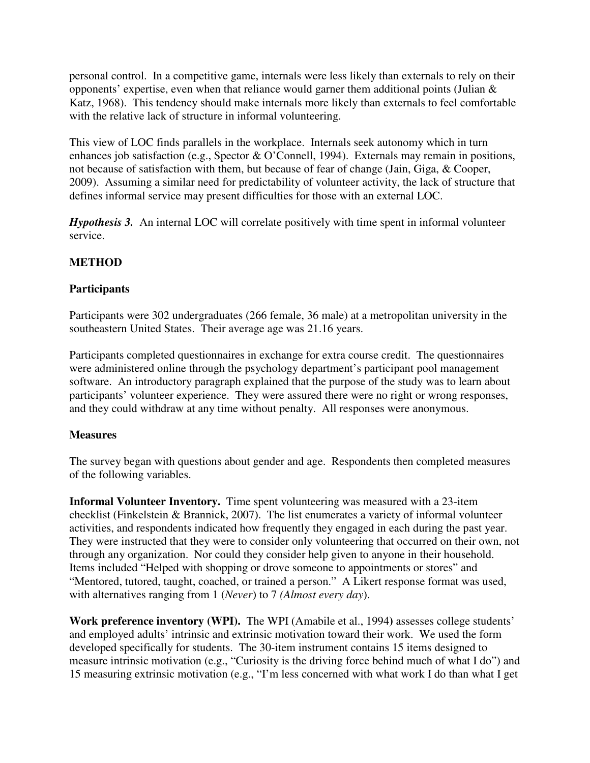personal control. In a competitive game, internals were less likely than externals to rely on their opponents' expertise, even when that reliance would garner them additional points (Julian & Katz, 1968). This tendency should make internals more likely than externals to feel comfortable with the relative lack of structure in informal volunteering.

This view of LOC finds parallels in the workplace. Internals seek autonomy which in turn enhances job satisfaction (e.g., Spector & O'Connell, 1994). Externals may remain in positions, not because of satisfaction with them, but because of fear of change (Jain, Giga, & Cooper, 2009). Assuming a similar need for predictability of volunteer activity, the lack of structure that defines informal service may present difficulties for those with an external LOC.

***Hypothesis 3.*** An internal LOC will correlate positively with time spent in informal volunteer service.

## METHOD

### Participants

Participants were 302 undergraduates (266 female, 36 male) at a metropolitan university in the southeastern United States. Their average age was 21.16 years.

Participants completed questionnaires in exchange for extra course credit. The questionnaires were administered online through the psychology department's participant pool management software. An introductory paragraph explained that the purpose of the study was to learn about participants' volunteer experience. They were assured there were no right or wrong responses, and they could withdraw at any time without penalty. All responses were anonymous.

### Measures

The survey began with questions about gender and age. Respondents then completed measures of the following variables.

**Informal Volunteer Inventory.** Time spent volunteering was measured with a 23-item checklist (Finkelstein & Brannick, 2007). The list enumerates a variety of informal volunteer activities, and respondents indicated how frequently they engaged in each during the past year. They were instructed that they were to consider only volunteering that occurred on their own, not through any organization. Nor could they consider help given to anyone in their household. Items included "Helped with shopping or drove someone to appointments or stores" and "Mentored, tutored, taught, coached, or trained a person." A Likert response format was used, with alternatives ranging from 1 (*Never*) to 7 *(Almost every day*).

**Work preference inventory (WPI).** The WPI (Amabile et al., 1994) assesses college students' and employed adults' intrinsic and extrinsic motivation toward their work. We used the form developed specifically for students. The 30-item instrument contains 15 items designed to measure intrinsic motivation (e.g., "Curiosity is the driving force behind much of what I do") and 15 measuring extrinsic motivation (e.g., "I'm less concerned with what work I do than what I get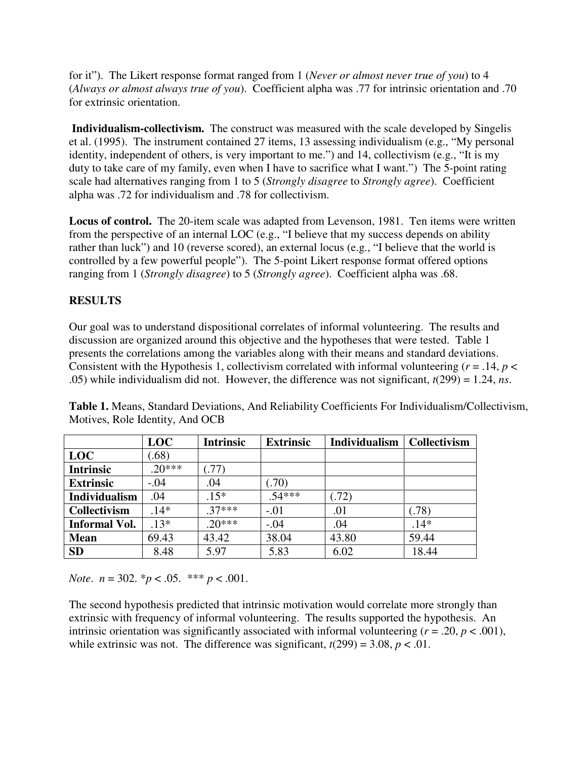for it"). The Likert response format ranged from 1 (*Never or almost never true of you*) to 4 (*Always or almost always true of you*). Coefficient alpha was .77 for intrinsic orientation and .70 for extrinsic orientation.

**Individualism-collectivism.** The construct was measured with the scale developed by Singelis et al. (1995). The instrument contained 27 items, 13 assessing individualism (e.g., "My personal identity, independent of others, is very important to me.") and 14, collectivism (e.g., "It is my duty to take care of my family, even when I have to sacrifice what I want.") The 5-point rating scale had alternatives ranging from 1 to 5 (*Strongly disagree* to *Strongly agree*). Coefficient alpha was .72 for individualism and .78 for collectivism.

**Locus of control.** The 20-item scale was adapted from Levenson, 1981. Ten items were written from the perspective of an internal LOC (e.g., "I believe that my success depends on ability rather than luck") and 10 (reverse scored), an external locus (e.g., "I believe that the world is controlled by a few powerful people"). The 5-point Likert response format offered options ranging from 1 (*Strongly disagree*) to 5 (*Strongly agree*). Coefficient alpha was .68.

## RESULTS

Our goal was to understand dispositional correlates of informal volunteering. The results and discussion are organized around this objective and the hypotheses that were tested. Table 1 presents the correlations among the variables along with their means and standard deviations. Consistent with the Hypothesis 1, collectivism correlated with informal volunteering ($r = .14$, $p < .05$) while individualism did not. However, the difference was not significant, $t(299) = 1.24$, *ns*.

**Table 1.** Means, Standard Deviations, And Reliability Coefficients For Individualism/Collectivism, Motives, Role Identity, And OCB

| | **LOC** | **Intrinsic** | **Extrinsic** | **Individualism** | **Collectivism** |
|---|---|---|---|---|---|
| **LOC** | (.68) | | | | |
| **Intrinsic** | .20*** | (.77) | | | |
| **Extrinsic** | -.04 | .04 | (.70) | | |
| **Individualism** | .04 | .15* | .54*** | (.72) | |
| **Collectivism** | .14* | .37*** | -.01 | .01 | (.78) |
| **Informal Vol.** | .13* | .20*** | -.04 | .04 | .14* |
| **Mean** | 69.43 | 43.42 | 38.04 | 43.80 | 59.44 |
| **SD** | 8.48 | 5.97 | 5.83 | 6.02 | 18.44 |

*Note*. $n = 302$. *$p < .05$. *** $p < .001$.

The second hypothesis predicted that intrinsic motivation would correlate more strongly than extrinsic with frequency of informal volunteering. The results supported the hypothesis. An intrinsic orientation was significantly associated with informal volunteering ($r = .20$, $p < .001$), while extrinsic was not. The difference was significant, $t(299) = 3.08$, $p < .01$.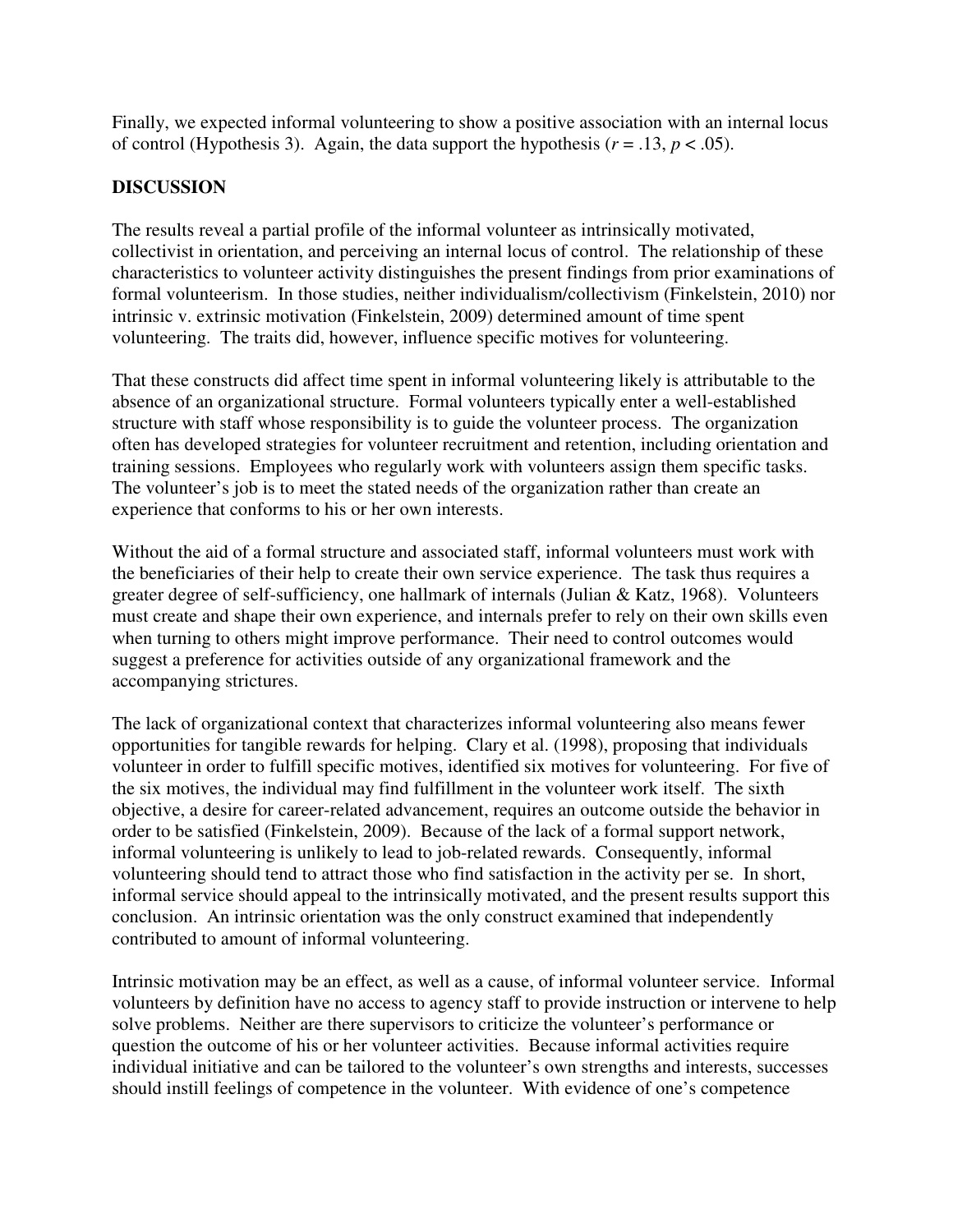Finally, we expected informal volunteering to show a positive association with an internal locus of control (Hypothesis 3). Again, the data support the hypothesis ($r = .13$, $p < .05$).

## DISCUSSION

The results reveal a partial profile of the informal volunteer as intrinsically motivated, collectivist in orientation, and perceiving an internal locus of control. The relationship of these characteristics to volunteer activity distinguishes the present findings from prior examinations of formal volunteerism. In those studies, neither individualism/collectivism (Finkelstein, 2010) nor intrinsic v. extrinsic motivation (Finkelstein, 2009) determined amount of time spent volunteering. The traits did, however, influence specific motives for volunteering.

That these constructs did affect time spent in informal volunteering likely is attributable to the absence of an organizational structure. Formal volunteers typically enter a well-established structure with staff whose responsibility is to guide the volunteer process. The organization often has developed strategies for volunteer recruitment and retention, including orientation and training sessions. Employees who regularly work with volunteers assign them specific tasks. The volunteer's job is to meet the stated needs of the organization rather than create an experience that conforms to his or her own interests.

Without the aid of a formal structure and associated staff, informal volunteers must work with the beneficiaries of their help to create their own service experience. The task thus requires a greater degree of self-sufficiency, one hallmark of internals (Julian & Katz, 1968). Volunteers must create and shape their own experience, and internals prefer to rely on their own skills even when turning to others might improve performance. Their need to control outcomes would suggest a preference for activities outside of any organizational framework and the accompanying strictures.

The lack of organizational context that characterizes informal volunteering also means fewer opportunities for tangible rewards for helping. Clary et al. (1998), proposing that individuals volunteer in order to fulfill specific motives, identified six motives for volunteering. For five of the six motives, the individual may find fulfillment in the volunteer work itself. The sixth objective, a desire for career-related advancement, requires an outcome outside the behavior in order to be satisfied (Finkelstein, 2009). Because of the lack of a formal support network, informal volunteering is unlikely to lead to job-related rewards. Consequently, informal volunteering should tend to attract those who find satisfaction in the activity per se. In short, informal service should appeal to the intrinsically motivated, and the present results support this conclusion. An intrinsic orientation was the only construct examined that independently contributed to amount of informal volunteering.

Intrinsic motivation may be an effect, as well as a cause, of informal volunteer service. Informal volunteers by definition have no access to agency staff to provide instruction or intervene to help solve problems. Neither are there supervisors to criticize the volunteer's performance or question the outcome of his or her volunteer activities. Because informal activities require individual initiative and can be tailored to the volunteer's own strengths and interests, successes should instill feelings of competence in the volunteer. With evidence of one's competence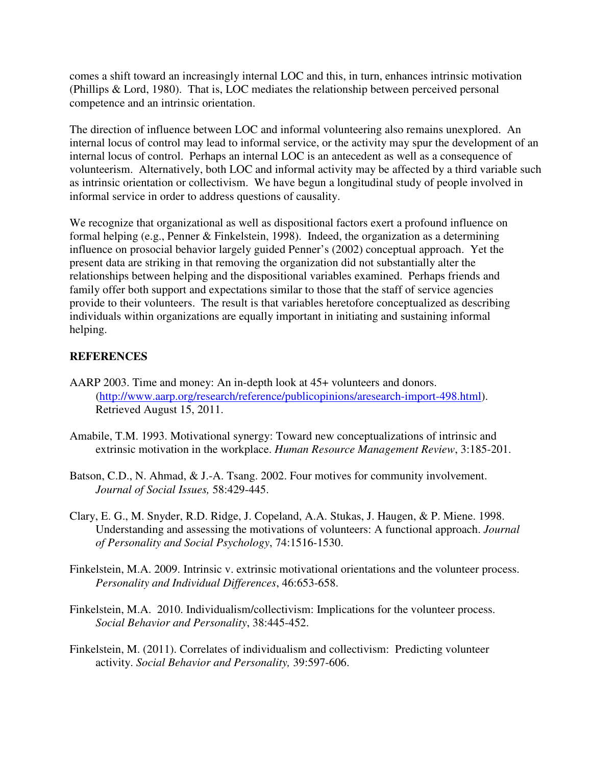comes a shift toward an increasingly internal LOC and this, in turn, enhances intrinsic motivation (Phillips & Lord, 1980). That is, LOC mediates the relationship between perceived personal competence and an intrinsic orientation.

The direction of influence between LOC and informal volunteering also remains unexplored. An internal locus of control may lead to informal service, or the activity may spur the development of an internal locus of control. Perhaps an internal LOC is an antecedent as well as a consequence of volunteerism. Alternatively, both LOC and informal activity may be affected by a third variable such as intrinsic orientation or collectivism. We have begun a longitudinal study of people involved in informal service in order to address questions of causality.

We recognize that organizational as well as dispositional factors exert a profound influence on formal helping (e.g., Penner & Finkelstein, 1998). Indeed, the organization as a determining influence on prosocial behavior largely guided Penner's (2002) conceptual approach. Yet the present data are striking in that removing the organization did not substantially alter the relationships between helping and the dispositional variables examined. Perhaps friends and family offer both support and expectations similar to those that the staff of service agencies provide to their volunteers. The result is that variables heretofore conceptualized as describing individuals within organizations are equally important in initiating and sustaining informal helping.

## REFERENCES

AARP 2003. Time and money: An in-depth look at 45+ volunteers and donors. (http://www.aarp.org/research/reference/publicopinions/aresearch-import-498.html). Retrieved August 15, 2011.

Amabile, T.M. 1993. Motivational synergy: Toward new conceptualizations of intrinsic and extrinsic motivation in the workplace. *Human Resource Management Review*, 3:185-201.

Batson, C.D., N. Ahmad, & J.-A. Tsang. 2002. Four motives for community involvement. *Journal of Social Issues,* 58:429-445.

Clary, E. G., M. Snyder, R.D. Ridge, J. Copeland, A.A. Stukas, J. Haugen, & P. Miene. 1998. Understanding and assessing the motivations of volunteers: A functional approach. *Journal of Personality and Social Psychology*, 74:1516-1530.

Finkelstein, M.A. 2009. Intrinsic v. extrinsic motivational orientations and the volunteer process. *Personality and Individual Differences*, 46:653-658.

Finkelstein, M.A. 2010. Individualism/collectivism: Implications for the volunteer process. *Social Behavior and Personality*, 38:445-452.

Finkelstein, M. (2011). Correlates of individualism and collectivism: Predicting volunteer activity. *Social Behavior and Personality,* 39:597-606.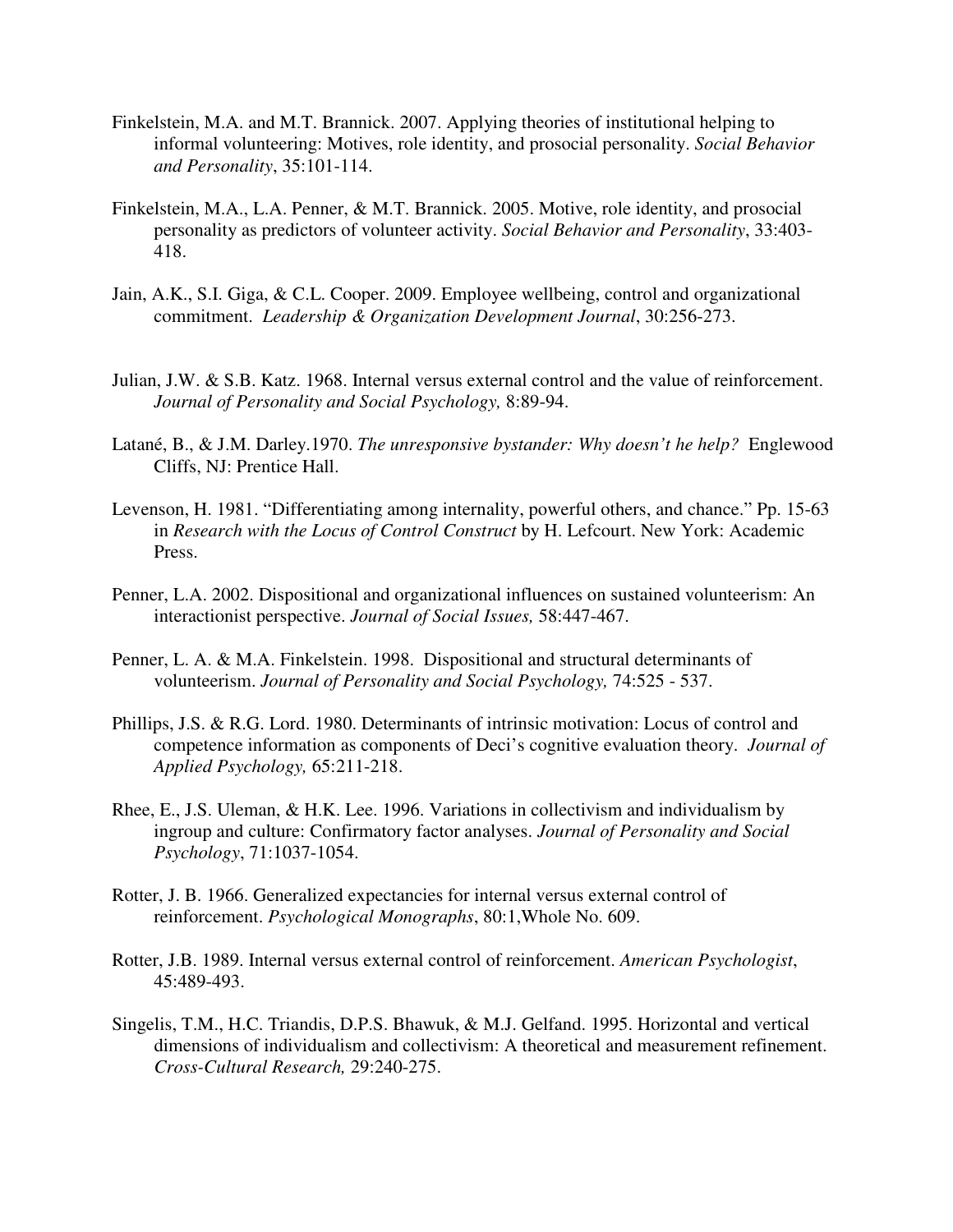Finkelstein, M.A. and M.T. Brannick. 2007. Applying theories of institutional helping to informal volunteering: Motives, role identity, and prosocial personality. *Social Behavior and Personality*, 35:101-114.

Finkelstein, M.A., L.A. Penner, & M.T. Brannick. 2005. Motive, role identity, and prosocial personality as predictors of volunteer activity. *Social Behavior and Personality*, 33:403-418.

Jain, A.K., S.I. Giga, & C.L. Cooper. 2009. Employee wellbeing, control and organizational commitment. *Leadership & Organization Development Journal*, 30:256-273.

Julian, J.W. & S.B. Katz. 1968. Internal versus external control and the value of reinforcement. *Journal of Personality and Social Psychology,* 8:89-94.

Latané, B., & J.M. Darley.1970. *The unresponsive bystander: Why doesn't he help?* Englewood Cliffs, NJ: Prentice Hall.

Levenson, H. 1981. "Differentiating among internality, powerful others, and chance." Pp. 15-63 in *Research with the Locus of Control Construct* by H. Lefcourt. New York: Academic Press.

Penner, L.A. 2002. Dispositional and organizational influences on sustained volunteerism: An interactionist perspective. *Journal of Social Issues,* 58:447-467.

Penner, L. A. & M.A. Finkelstein. 1998. Dispositional and structural determinants of volunteerism. *Journal of Personality and Social Psychology,* 74:525 - 537.

Phillips, J.S. & R.G. Lord. 1980. Determinants of intrinsic motivation: Locus of control and competence information as components of Deci's cognitive evaluation theory. *Journal of Applied Psychology,* 65:211-218.

Rhee, E., J.S. Uleman, & H.K. Lee. 1996. Variations in collectivism and individualism by ingroup and culture: Confirmatory factor analyses. *Journal of Personality and Social Psychology*, 71:1037-1054.

Rotter, J. B. 1966. Generalized expectancies for internal versus external control of reinforcement. *Psychological Monographs*, 80:1,Whole No. 609.

Rotter, J.B. 1989. Internal versus external control of reinforcement. *American Psychologist*, 45:489-493.

Singelis, T.M., H.C. Triandis, D.P.S. Bhawuk, & M.J. Gelfand. 1995. Horizontal and vertical dimensions of individualism and collectivism: A theoretical and measurement refinement. *Cross-Cultural Research,* 29:240-275.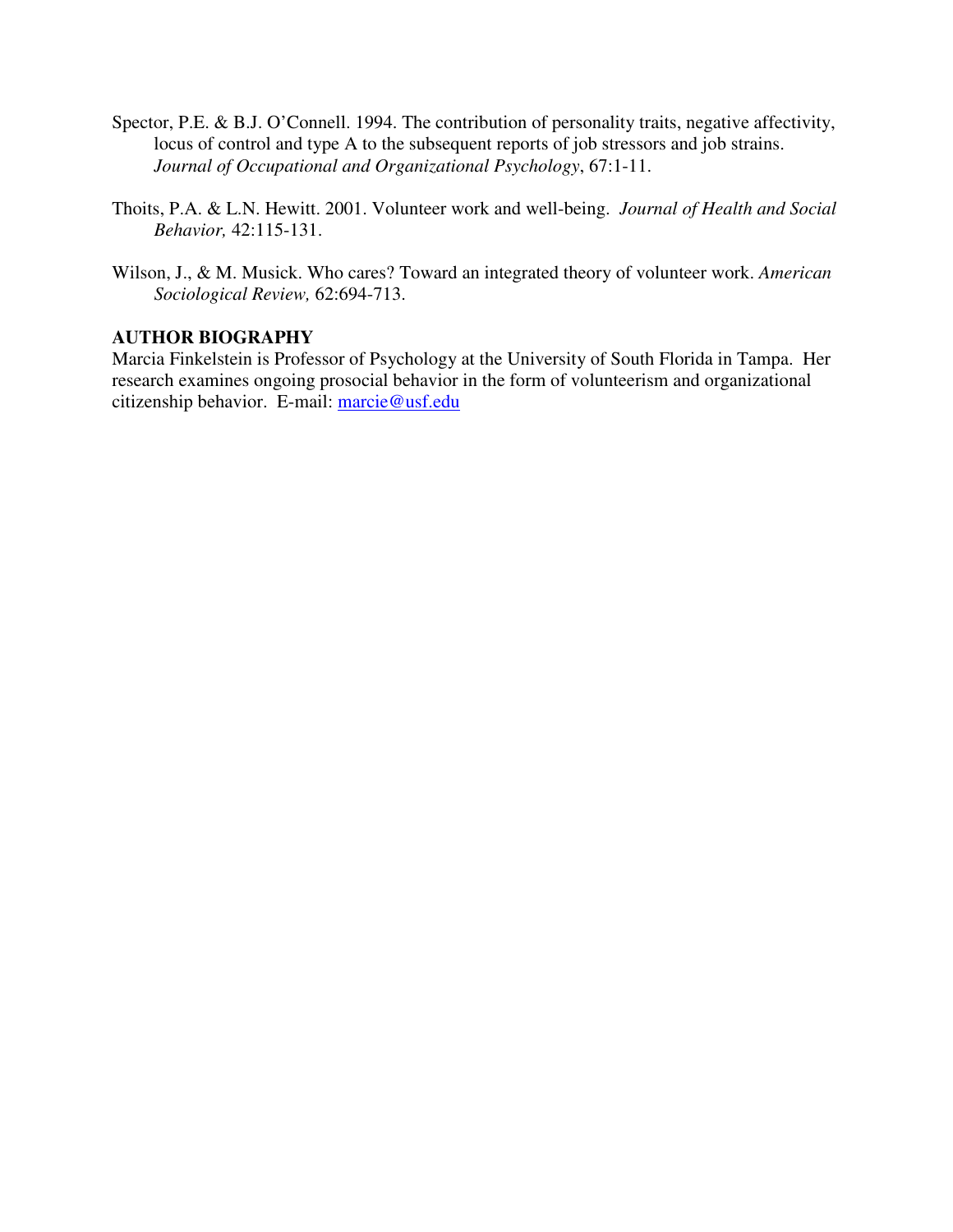Spector, P.E. & B.J. O'Connell. 1994. The contribution of personality traits, negative affectivity, locus of control and type A to the subsequent reports of job stressors and job strains. *Journal of Occupational and Organizational Psychology*, 67:1-11.

Thoits, P.A. & L.N. Hewitt. 2001. Volunteer work and well-being. *Journal of Health and Social Behavior,* 42:115-131.

Wilson, J., & M. Musick. Who cares? Toward an integrated theory of volunteer work. *American Sociological Review,* 62:694-713.

## AUTHOR BIOGRAPHY

Marcia Finkelstein is Professor of Psychology at the University of South Florida in Tampa. Her research examines ongoing prosocial behavior in the form of volunteerism and organizational citizenship behavior. E-mail: marcie@usf.edu